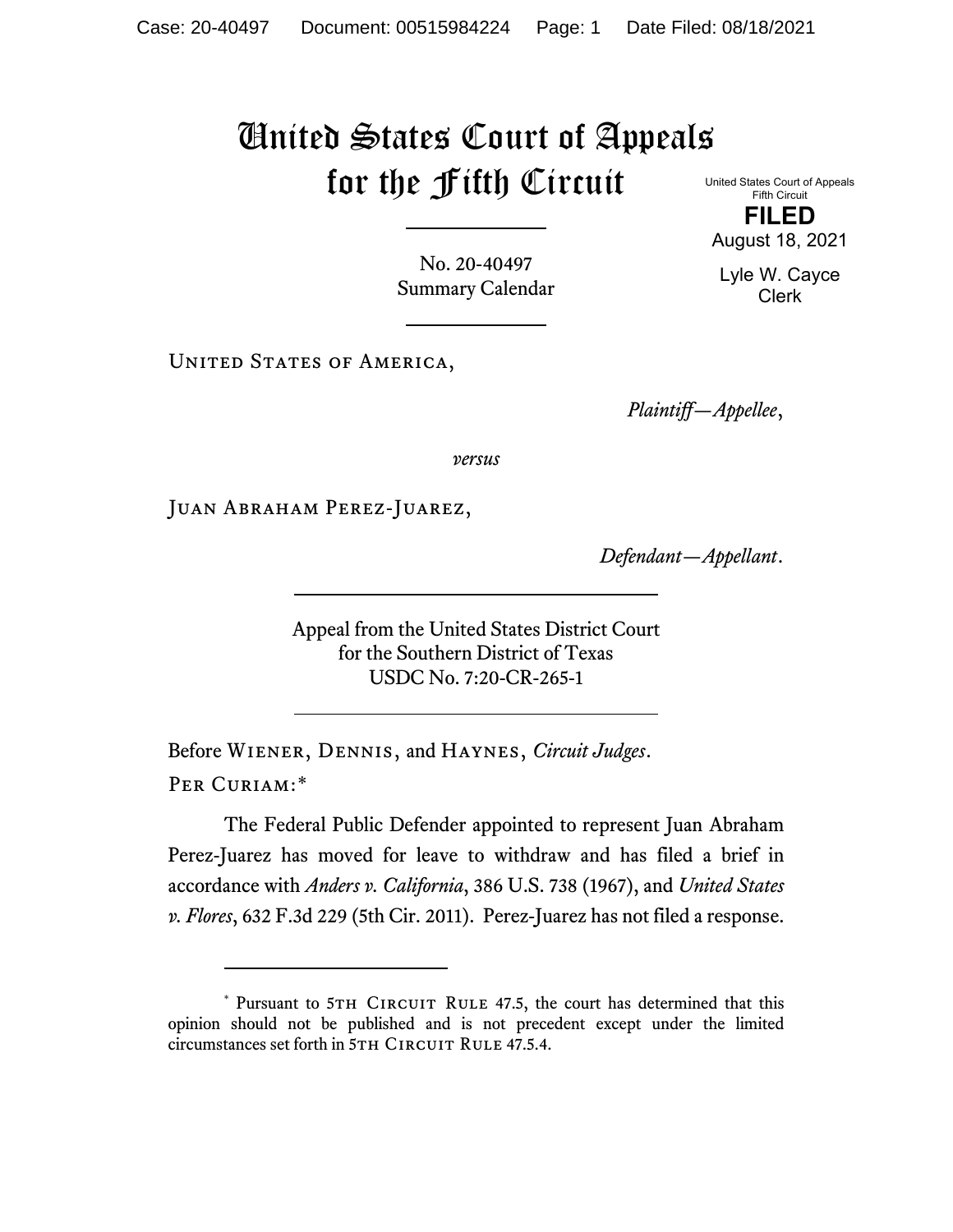# United States Court of Appeals for the Fifth Circuit

United States Court of Appeals
Fifth Circuit

**FILED**

August 18, 2021

Lyle W. Cayce
Clerk

No. 20-40497
Summary Calendar

---

United States of America,

*Plaintiff—Appellee*,

*versus*

Juan Abraham Perez-Juarez,

*Defendant—Appellant*.

---

Appeal from the United States District Court
for the Southern District of Texas
USDC No. 7:20-CR-265-1

---

Before Wiener, Dennis, and Haynes, *Circuit Judges*.

Per Curiam:*

The Federal Public Defender appointed to represent Juan Abraham Perez-Juarez has moved for leave to withdraw and has filed a brief in accordance with *Anders v. California*, 386 U.S. 738 (1967), and *United States v. Flores*, 632 F.3d 229 (5th Cir. 2011). Perez-Juarez has not filed a response.

---

* Pursuant to 5th Circuit Rule 47.5, the court has determined that this opinion should not be published and is not precedent except under the limited circumstances set forth in 5th Circuit Rule 47.5.4.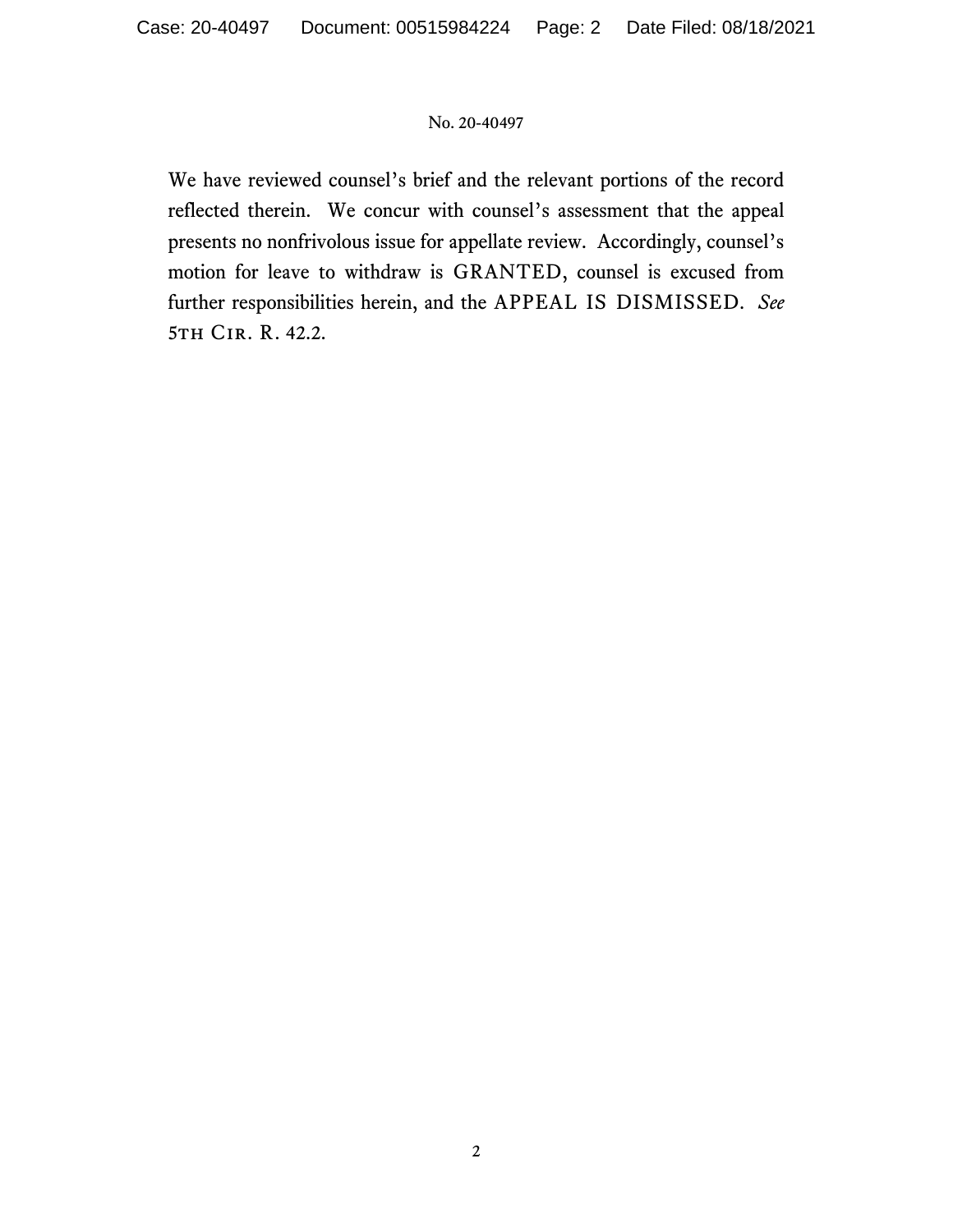We have reviewed counsel's brief and the relevant portions of the record reflected therein. We concur with counsel's assessment that the appeal presents no nonfrivolous issue for appellate review. Accordingly, counsel's motion for leave to withdraw is GRANTED, counsel is excused from further responsibilities herein, and the APPEAL IS DISMISSED. *See* 5TH CIR. R. 42.2.